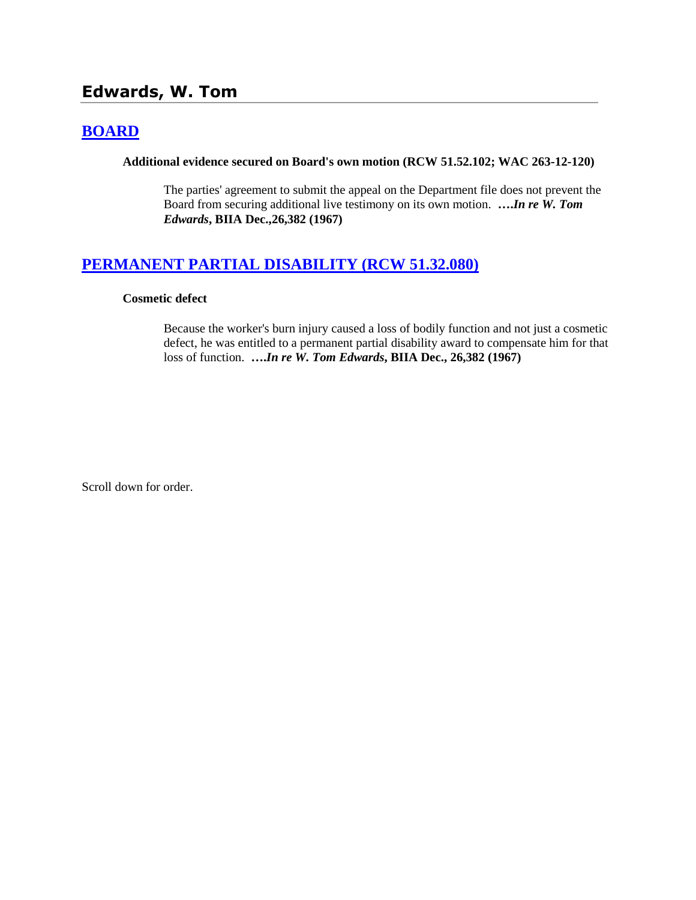## Edwards, W. Tom

### BOARD

**Additional evidence secured on Board's own motion (RCW 51.52.102; WAC 263-12-120)**

The parties' agreement to submit the appeal on the Department file does not prevent the Board from securing additional live testimony on its own motion. **….*In re W. Tom Edwards*, BIIA Dec.,26,382 (1967)**

### PERMANENT PARTIAL DISABILITY (RCW 51.32.080)

**Cosmetic defect**

Because the worker's burn injury caused a loss of bodily function and not just a cosmetic defect, he was entitled to a permanent partial disability award to compensate him for that loss of function. **….*In re W. Tom Edwards*, BIIA Dec., 26,382 (1967)**

Scroll down for order.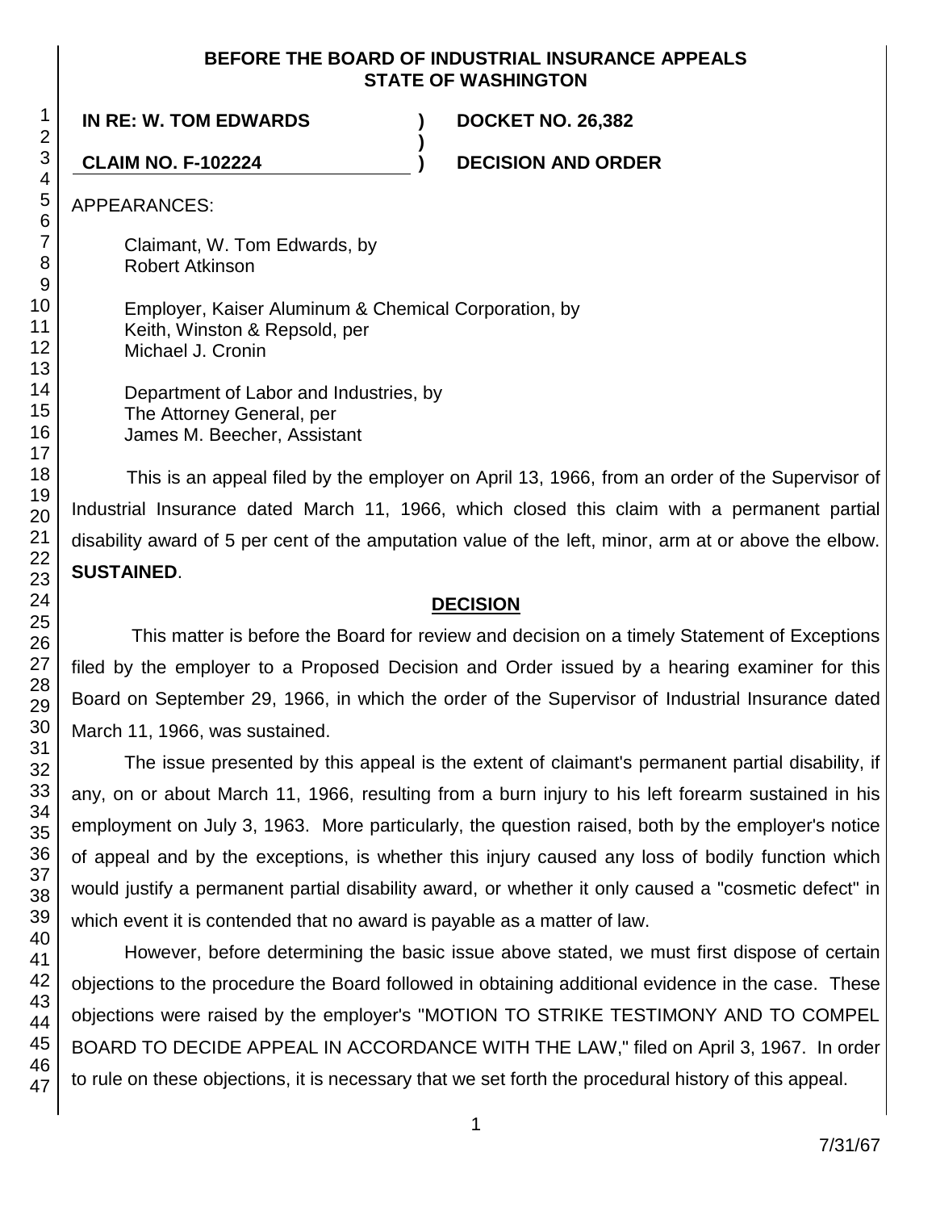**BEFORE THE BOARD OF INDUSTRIAL INSURANCE APPEALS**
**STATE OF WASHINGTON**

| | | |
|---|---|---|
| **IN RE: W. TOM EDWARDS** | **)** | **DOCKET NO. 26,382** |
| | **)** | |
| **CLAIM NO. F-102224** | **)** | **DECISION AND ORDER** |

APPEARANCES:

Claimant, W. Tom Edwards, by
Robert Atkinson

Employer, Kaiser Aluminum & Chemical Corporation, by
Keith, Winston & Repsold, per
Michael J. Cronin

Department of Labor and Industries, by
The Attorney General, per
James M. Beecher, Assistant

This is an appeal filed by the employer on April 13, 1966, from an order of the Supervisor of Industrial Insurance dated March 11, 1966, which closed this claim with a permanent partial disability award of 5 per cent of the amputation value of the left, minor, arm at or above the elbow. **SUSTAINED**.

## DECISION

This matter is before the Board for review and decision on a timely Statement of Exceptions filed by the employer to a Proposed Decision and Order issued by a hearing examiner for this Board on September 29, 1966, in which the order of the Supervisor of Industrial Insurance dated March 11, 1966, was sustained.

The issue presented by this appeal is the extent of claimant's permanent partial disability, if any, on or about March 11, 1966, resulting from a burn injury to his left forearm sustained in his employment on July 3, 1963. More particularly, the question raised, both by the employer's notice of appeal and by the exceptions, is whether this injury caused any loss of bodily function which would justify a permanent partial disability award, or whether it only caused a "cosmetic defect" in which event it is contended that no award is payable as a matter of law.

However, before determining the basic issue above stated, we must first dispose of certain objections to the procedure the Board followed in obtaining additional evidence in the case. These objections were raised by the employer's "MOTION TO STRIKE TESTIMONY AND TO COMPEL BOARD TO DECIDE APPEAL IN ACCORDANCE WITH THE LAW," filed on April 3, 1967. In order to rule on these objections, it is necessary that we set forth the procedural history of this appeal.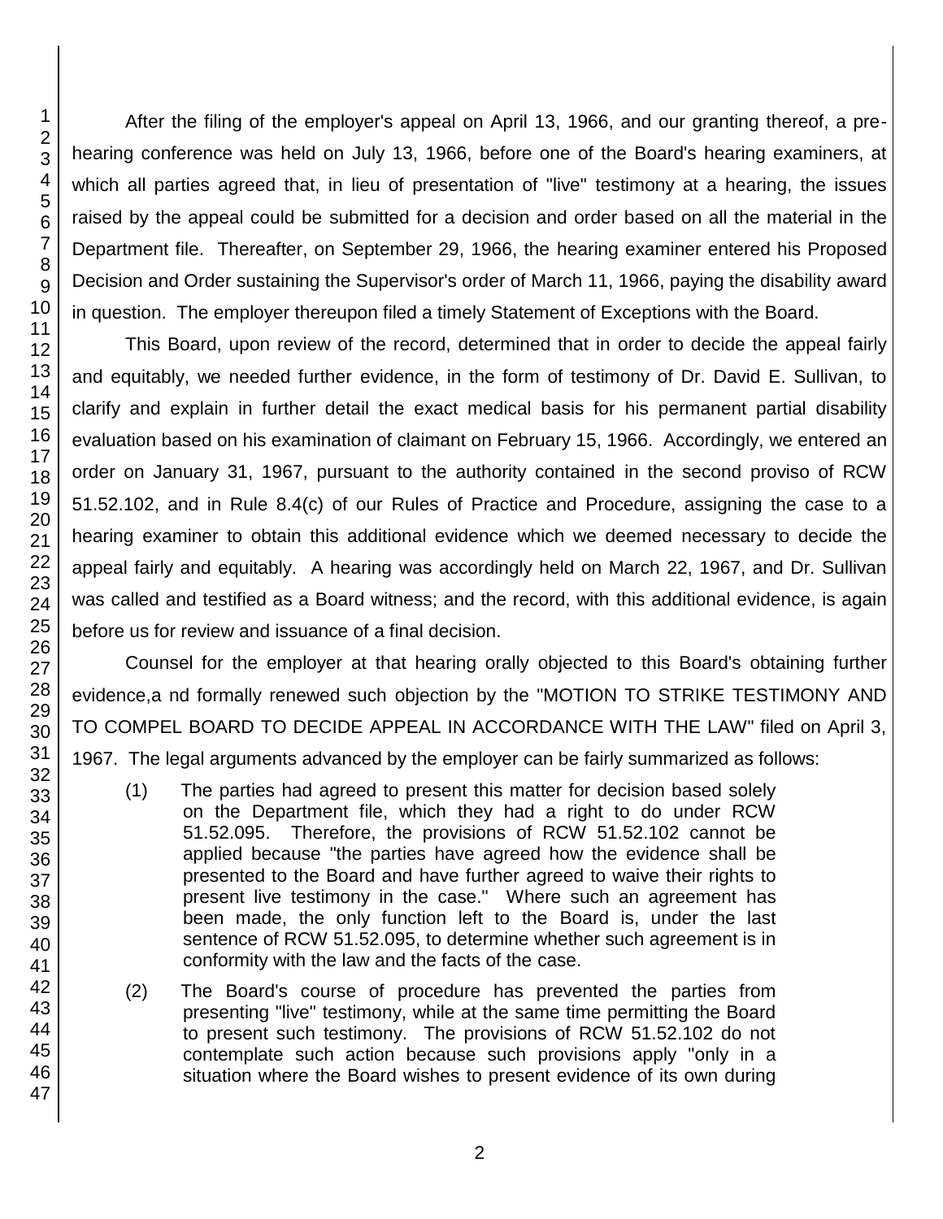After the filing of the employer's appeal on April 13, 1966, and our granting thereof, a pre-hearing conference was held on July 13, 1966, before one of the Board's hearing examiners, at which all parties agreed that, in lieu of presentation of "live" testimony at a hearing, the issues raised by the appeal could be submitted for a decision and order based on all the material in the Department file. Thereafter, on September 29, 1966, the hearing examiner entered his Proposed Decision and Order sustaining the Supervisor's order of March 11, 1966, paying the disability award in question. The employer thereupon filed a timely Statement of Exceptions with the Board.

This Board, upon review of the record, determined that in order to decide the appeal fairly and equitably, we needed further evidence, in the form of testimony of Dr. David E. Sullivan, to clarify and explain in further detail the exact medical basis for his permanent partial disability evaluation based on his examination of claimant on February 15, 1966. Accordingly, we entered an order on January 31, 1967, pursuant to the authority contained in the second proviso of RCW 51.52.102, and in Rule 8.4(c) of our Rules of Practice and Procedure, assigning the case to a hearing examiner to obtain this additional evidence which we deemed necessary to decide the appeal fairly and equitably. A hearing was accordingly held on March 22, 1967, and Dr. Sullivan was called and testified as a Board witness; and the record, with this additional evidence, is again before us for review and issuance of a final decision.

Counsel for the employer at that hearing orally objected to this Board's obtaining further evidence,a nd formally renewed such objection by the "MOTION TO STRIKE TESTIMONY AND TO COMPEL BOARD TO DECIDE APPEAL IN ACCORDANCE WITH THE LAW" filed on April 3, 1967. The legal arguments advanced by the employer can be fairly summarized as follows:

(1) The parties had agreed to present this matter for decision based solely on the Department file, which they had a right to do under RCW 51.52.095. Therefore, the provisions of RCW 51.52.102 cannot be applied because "the parties have agreed how the evidence shall be presented to the Board and have further agreed to waive their rights to present live testimony in the case." Where such an agreement has been made, the only function left to the Board is, under the last sentence of RCW 51.52.095, to determine whether such agreement is in conformity with the law and the facts of the case.

(2) The Board's course of procedure has prevented the parties from presenting "live" testimony, while at the same time permitting the Board to present such testimony. The provisions of RCW 51.52.102 do not contemplate such action because such provisions apply "only in a situation where the Board wishes to present evidence of its own during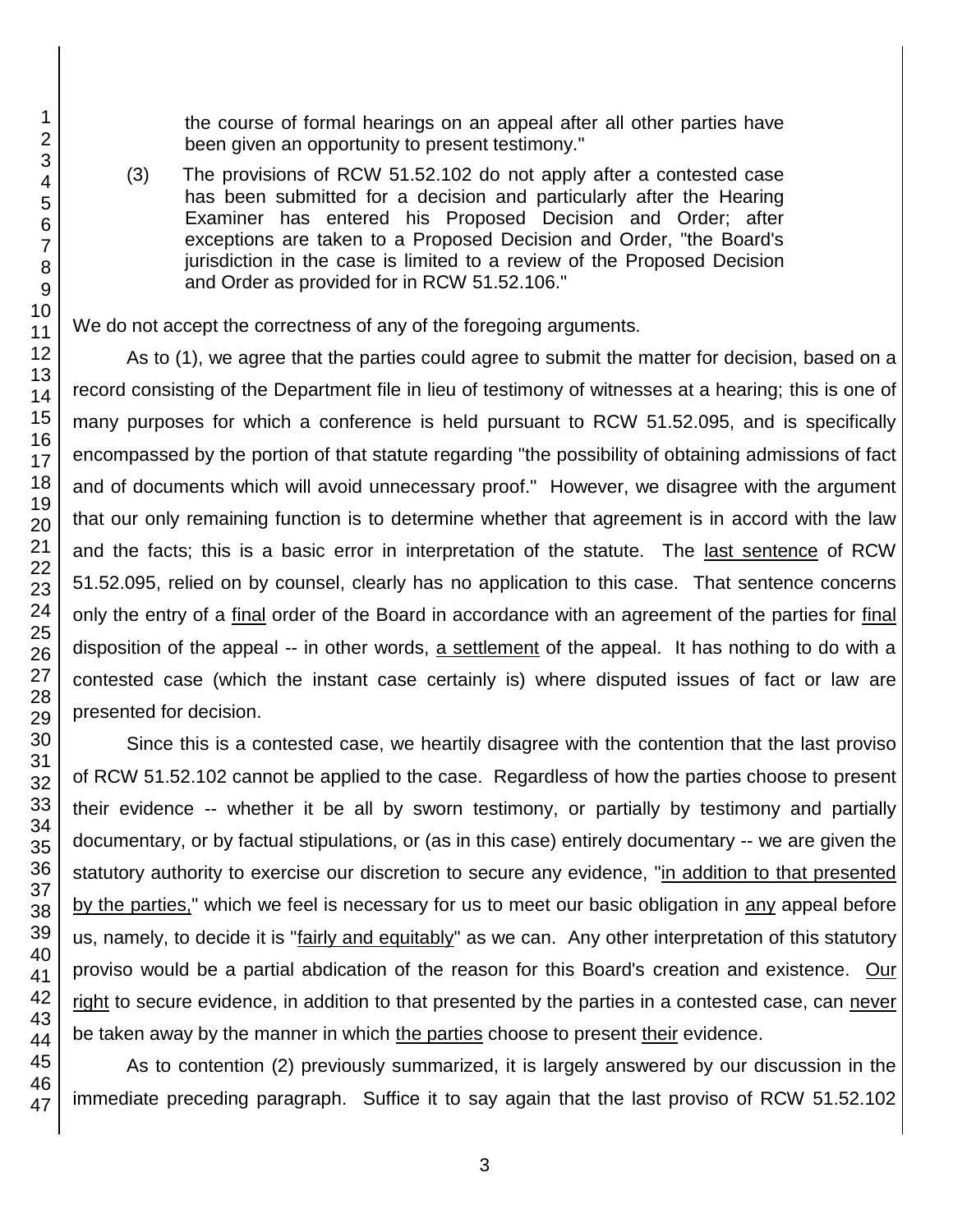the course of formal hearings on an appeal after all other parties have been given an opportunity to present testimony."

(3) The provisions of RCW 51.52.102 do not apply after a contested case has been submitted for a decision and particularly after the Hearing Examiner has entered his Proposed Decision and Order; after exceptions are taken to a Proposed Decision and Order, "the Board's jurisdiction in the case is limited to a review of the Proposed Decision and Order as provided for in RCW 51.52.106."

We do not accept the correctness of any of the foregoing arguments.

As to (1), we agree that the parties could agree to submit the matter for decision, based on a record consisting of the Department file in lieu of testimony of witnesses at a hearing; this is one of many purposes for which a conference is held pursuant to RCW 51.52.095, and is specifically encompassed by the portion of that statute regarding "the possibility of obtaining admissions of fact and of documents which will avoid unnecessary proof." However, we disagree with the argument that our only remaining function is to determine whether that agreement is in accord with the law and the facts; this is a basic error in interpretation of the statute. The last sentence of RCW 51.52.095, relied on by counsel, clearly has no application to this case. That sentence concerns only the entry of a final order of the Board in accordance with an agreement of the parties for final disposition of the appeal -- in other words, a settlement of the appeal. It has nothing to do with a contested case (which the instant case certainly is) where disputed issues of fact or law are presented for decision.

Since this is a contested case, we heartily disagree with the contention that the last proviso of RCW 51.52.102 cannot be applied to the case. Regardless of how the parties choose to present their evidence -- whether it be all by sworn testimony, or partially by testimony and partially documentary, or by factual stipulations, or (as in this case) entirely documentary -- we are given the statutory authority to exercise our discretion to secure any evidence, "in addition to that presented by the parties," which we feel is necessary for us to meet our basic obligation in any appeal before us, namely, to decide it is "fairly and equitably" as we can. Any other interpretation of this statutory proviso would be a partial abdication of the reason for this Board's creation and existence. Our right to secure evidence, in addition to that presented by the parties in a contested case, can never be taken away by the manner in which the parties choose to present their evidence.

As to contention (2) previously summarized, it is largely answered by our discussion in the immediate preceding paragraph. Suffice it to say again that the last proviso of RCW 51.52.102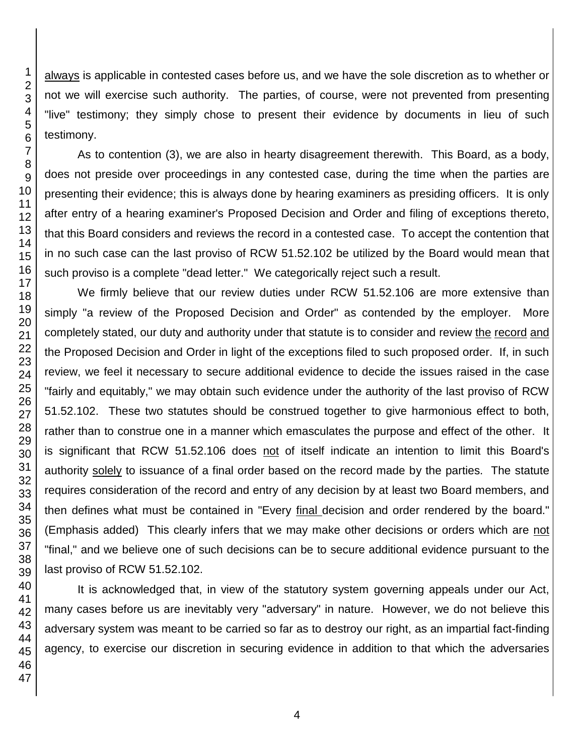always is applicable in contested cases before us, and we have the sole discretion as to whether or not we will exercise such authority. The parties, of course, were not prevented from presenting "live" testimony; they simply chose to present their evidence by documents in lieu of such testimony.

As to contention (3), we are also in hearty disagreement therewith. This Board, as a body, does not preside over proceedings in any contested case, during the time when the parties are presenting their evidence; this is always done by hearing examiners as presiding officers. It is only after entry of a hearing examiner's Proposed Decision and Order and filing of exceptions thereto, that this Board considers and reviews the record in a contested case. To accept the contention that in no such case can the last proviso of RCW 51.52.102 be utilized by the Board would mean that such proviso is a complete "dead letter." We categorically reject such a result.

We firmly believe that our review duties under RCW 51.52.106 are more extensive than simply "a review of the Proposed Decision and Order" as contended by the employer. More completely stated, our duty and authority under that statute is to consider and review the record and the Proposed Decision and Order in light of the exceptions filed to such proposed order. If, in such review, we feel it necessary to secure additional evidence to decide the issues raised in the case "fairly and equitably," we may obtain such evidence under the authority of the last proviso of RCW 51.52.102. These two statutes should be construed together to give harmonious effect to both, rather than to construe one in a manner which emasculates the purpose and effect of the other. It is significant that RCW 51.52.106 does not of itself indicate an intention to limit this Board's authority solely to issuance of a final order based on the record made by the parties. The statute requires consideration of the record and entry of any decision by at least two Board members, and then defines what must be contained in "Every final decision and order rendered by the board." (Emphasis added) This clearly infers that we may make other decisions or orders which are not "final," and we believe one of such decisions can be to secure additional evidence pursuant to the last proviso of RCW 51.52.102.

It is acknowledged that, in view of the statutory system governing appeals under our Act, many cases before us are inevitably very "adversary" in nature. However, we do not believe this adversary system was meant to be carried so far as to destroy our right, as an impartial fact-finding agency, to exercise our discretion in securing evidence in addition to that which the adversaries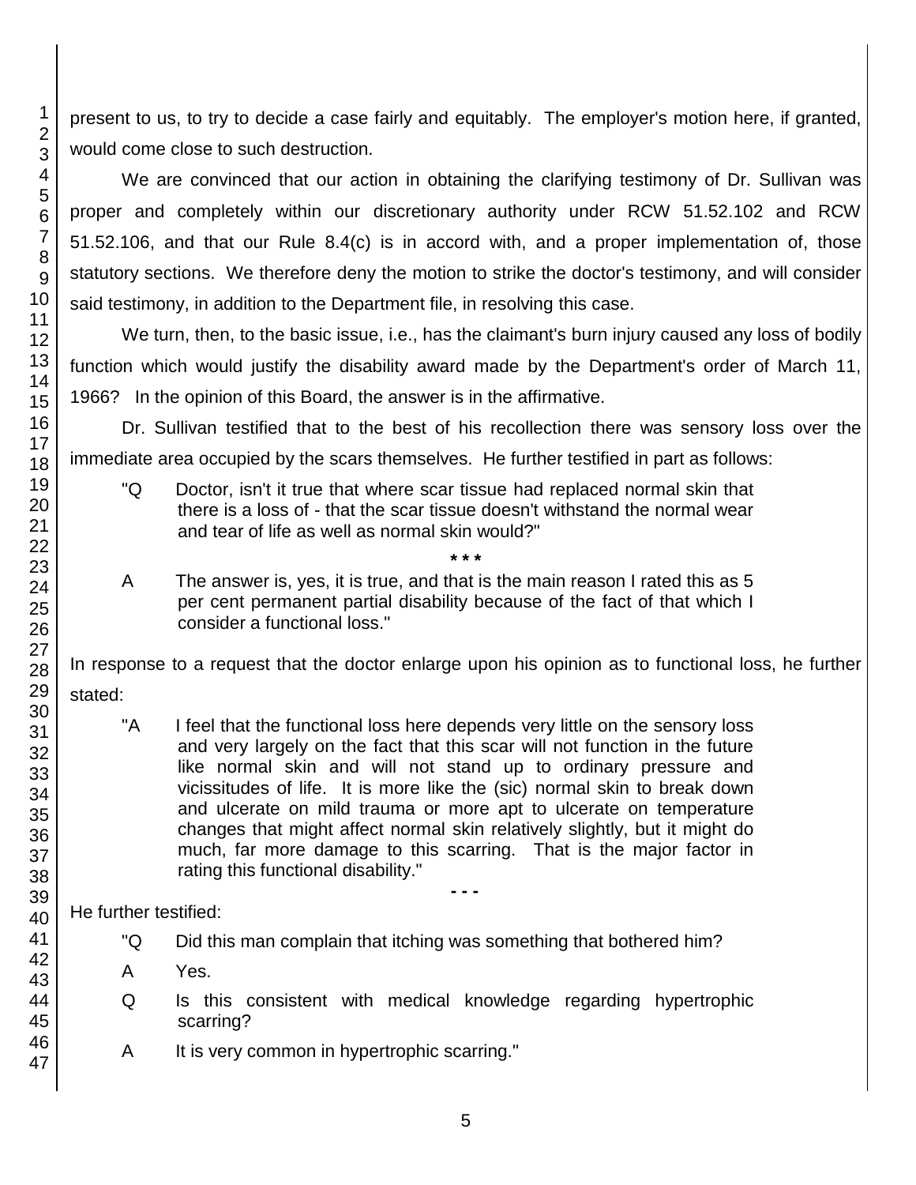present to us, to try to decide a case fairly and equitably. The employer's motion here, if granted, would come close to such destruction.

We are convinced that our action in obtaining the clarifying testimony of Dr. Sullivan was proper and completely within our discretionary authority under RCW 51.52.102 and RCW 51.52.106, and that our Rule 8.4(c) is in accord with, and a proper implementation of, those statutory sections. We therefore deny the motion to strike the doctor's testimony, and will consider said testimony, in addition to the Department file, in resolving this case.

We turn, then, to the basic issue, i.e., has the claimant's burn injury caused any loss of bodily function which would justify the disability award made by the Department's order of March 11, 1966? In the opinion of this Board, the answer is in the affirmative.

Dr. Sullivan testified that to the best of his recollection there was sensory loss over the immediate area occupied by the scars themselves. He further testified in part as follows:

> "Q Doctor, isn't it true that where scar tissue had replaced normal skin that there is a loss of - that the scar tissue doesn't withstand the normal wear and tear of life as well as normal skin would?"
>
> \* \* \*
>
> A The answer is, yes, it is true, and that is the main reason I rated this as 5 per cent permanent partial disability because of the fact of that which I consider a functional loss."

In response to a request that the doctor enlarge upon his opinion as to functional loss, he further stated:

> "A I feel that the functional loss here depends very little on the sensory loss and very largely on the fact that this scar will not function in the future like normal skin and will not stand up to ordinary pressure and vicissitudes of life. It is more like the (sic) normal skin to break down and ulcerate on mild trauma or more apt to ulcerate on temperature changes that might affect normal skin relatively slightly, but it might do much, far more damage to this scarring. That is the major factor in rating this functional disability."
>
> \- - -

He further testified:

> "Q Did this man complain that itching was something that bothered him?
>
> A Yes.
>
> Q Is this consistent with medical knowledge regarding hypertrophic scarring?
>
> A It is very common in hypertrophic scarring."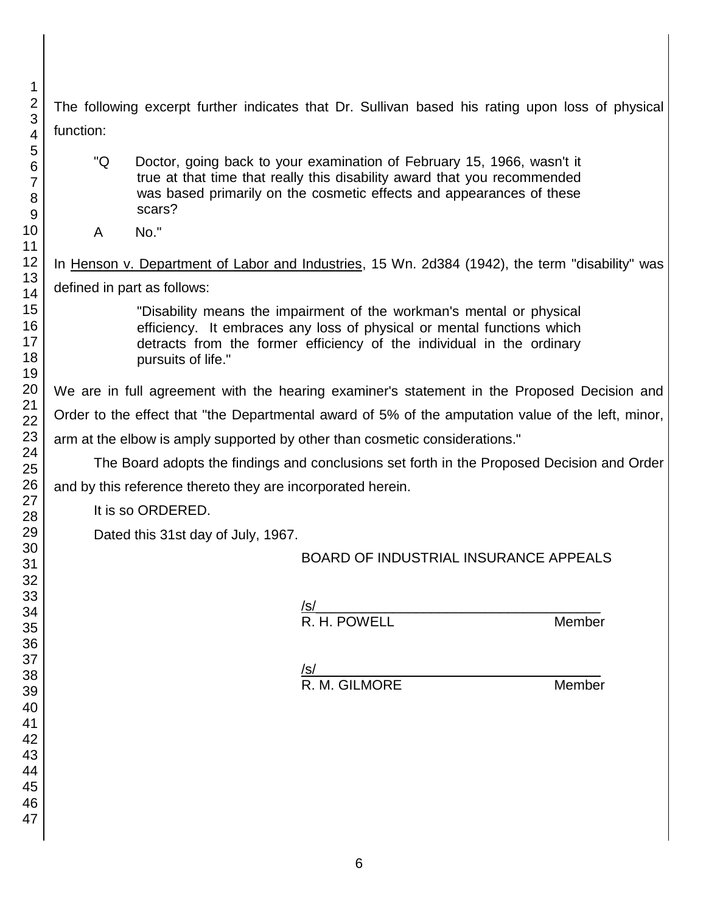The following excerpt further indicates that Dr. Sullivan based his rating upon loss of physical function:

> "Q Doctor, going back to your examination of February 15, 1966, wasn't it true at that time that really this disability award that you recommended was based primarily on the cosmetic effects and appearances of these scars?
>
> A No."

In Henson v. Department of Labor and Industries, 15 Wn. 2d384 (1942), the term "disability" was defined in part as follows:

> "Disability means the impairment of the workman's mental or physical efficiency. It embraces any loss of physical or mental functions which detracts from the former efficiency of the individual in the ordinary pursuits of life."

We are in full agreement with the hearing examiner's statement in the Proposed Decision and Order to the effect that "the Departmental award of 5% of the amputation value of the left, minor, arm at the elbow is amply supported by other than cosmetic considerations."

The Board adopts the findings and conclusions set forth in the Proposed Decision and Order and by this reference thereto they are incorporated herein.

It is so ORDERED.

Dated this 31st day of July, 1967.

BOARD OF INDUSTRIAL INSURANCE APPEALS

/s/
R. H. POWELL Member

/s/
R. M. GILMORE Member